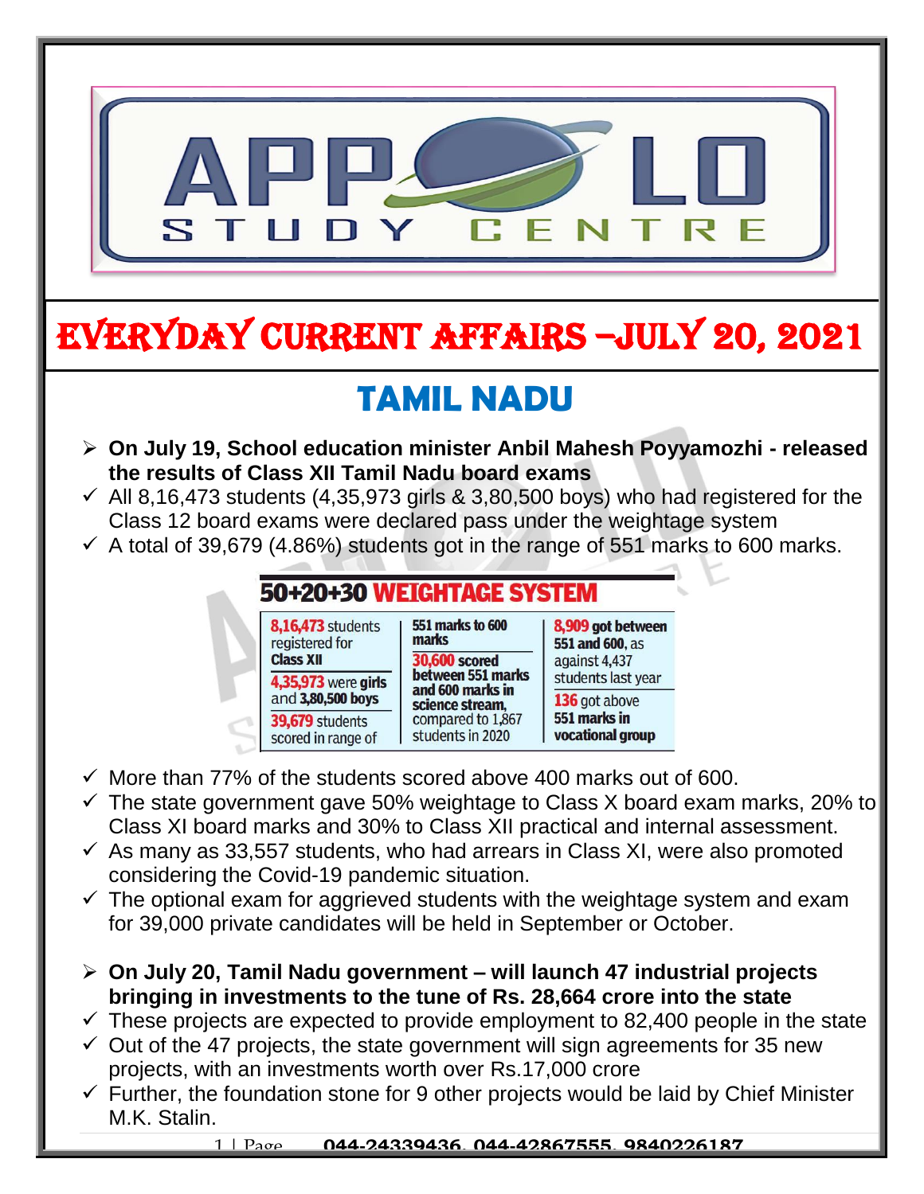# EVERYDAY CURRENT AFFAIRS –JULY 20, 2021

## TAMIL NADU

- **On July 19, School education minister Anbil Mahesh Poyyamozhi - released the results of Class XII Tamil Nadu board exams**
  - ✓ All 8,16,473 students (4,35,973 girls & 3,80,500 boys) who had registered for the Class 12 board exams were declared pass under the weightage system
  - ✓ A total of 39,679 (4.86%) students got in the range of 551 marks to 600 marks.

**50+20+30 WEIGHTAGE SYSTEM**

| | | |
|---|---|---|
| 8,16,473 students registered for Class XII | 551 marks to 600 marks | 8,909 got between 551 and 600, as against 4,437 students last year |
| 4,35,973 were girls and 3,80,500 boys | 30,600 scored between 551 marks and 600 marks in science stream, compared to 1,867 students in 2020 | 136 got above 551 marks in vocational group |
| 39,679 students scored in range of | | |

- ✓ More than 77% of the students scored above 400 marks out of 600.
- ✓ The state government gave 50% weightage to Class X board exam marks, 20% to Class XI board marks and 30% to Class XII practical and internal assessment.
- ✓ As many as 33,557 students, who had arrears in Class XI, were also promoted considering the Covid-19 pandemic situation.
- ✓ The optional exam for aggrieved students with the weightage system and exam for 39,000 private candidates will be held in September or October.

- **On July 20, Tamil Nadu government – will launch 47 industrial projects bringing in investments to the tune of Rs. 28,664 crore into the state**
  - ✓ These projects are expected to provide employment to 82,400 people in the state
  - ✓ Out of the 47 projects, the state government will sign agreements for 35 new projects, with an investments worth over Rs.17,000 crore
  - ✓ Further, the foundation stone for 9 other projects would be laid by Chief Minister M.K. Stalin.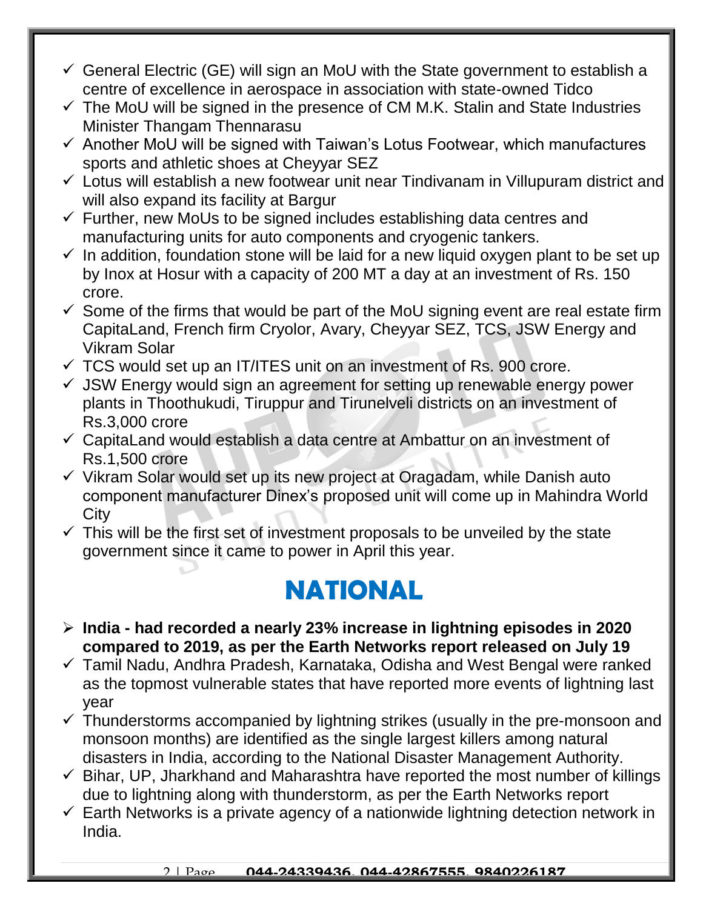- ✓ General Electric (GE) will sign an MoU with the State government to establish a centre of excellence in aerospace in association with state-owned Tidco
- ✓ The MoU will be signed in the presence of CM M.K. Stalin and State Industries Minister Thangam Thennarasu
- ✓ Another MoU will be signed with Taiwan's Lotus Footwear, which manufactures sports and athletic shoes at Cheyyar SEZ
- ✓ Lotus will establish a new footwear unit near Tindivanam in Villupuram district and will also expand its facility at Bargur
- ✓ Further, new MoUs to be signed includes establishing data centres and manufacturing units for auto components and cryogenic tankers.
- ✓ In addition, foundation stone will be laid for a new liquid oxygen plant to be set up by Inox at Hosur with a capacity of 200 MT a day at an investment of Rs. 150 crore.
- ✓ Some of the firms that would be part of the MoU signing event are real estate firm CapitaLand, French firm Cryolor, Avary, Cheyyar SEZ, TCS, JSW Energy and Vikram Solar
- ✓ TCS would set up an IT/ITES unit on an investment of Rs. 900 crore.
- ✓ JSW Energy would sign an agreement for setting up renewable energy power plants in Thoothukudi, Tiruppur and Tirunelveli districts on an investment of Rs.3,000 crore
- ✓ CapitaLand would establish a data centre at Ambattur on an investment of Rs.1,500 crore
- ✓ Vikram Solar would set up its new project at Oragadam, while Danish auto component manufacturer Dinex's proposed unit will come up in Mahindra World City
- ✓ This will be the first set of investment proposals to be unveiled by the state government since it came to power in April this year.

# NATIONAL

- **India - had recorded a nearly 23% increase in lightning episodes in 2020 compared to 2019, as per the Earth Networks report released on July 19**
- ✓ Tamil Nadu, Andhra Pradesh, Karnataka, Odisha and West Bengal were ranked as the topmost vulnerable states that have reported more events of lightning last year
- ✓ Thunderstorms accompanied by lightning strikes (usually in the pre-monsoon and monsoon months) are identified as the single largest killers among natural disasters in India, according to the National Disaster Management Authority.
- ✓ Bihar, UP, Jharkhand and Maharashtra have reported the most number of killings due to lightning along with thunderstorm, as per the Earth Networks report
- ✓ Earth Networks is a private agency of a nationwide lightning detection network in India.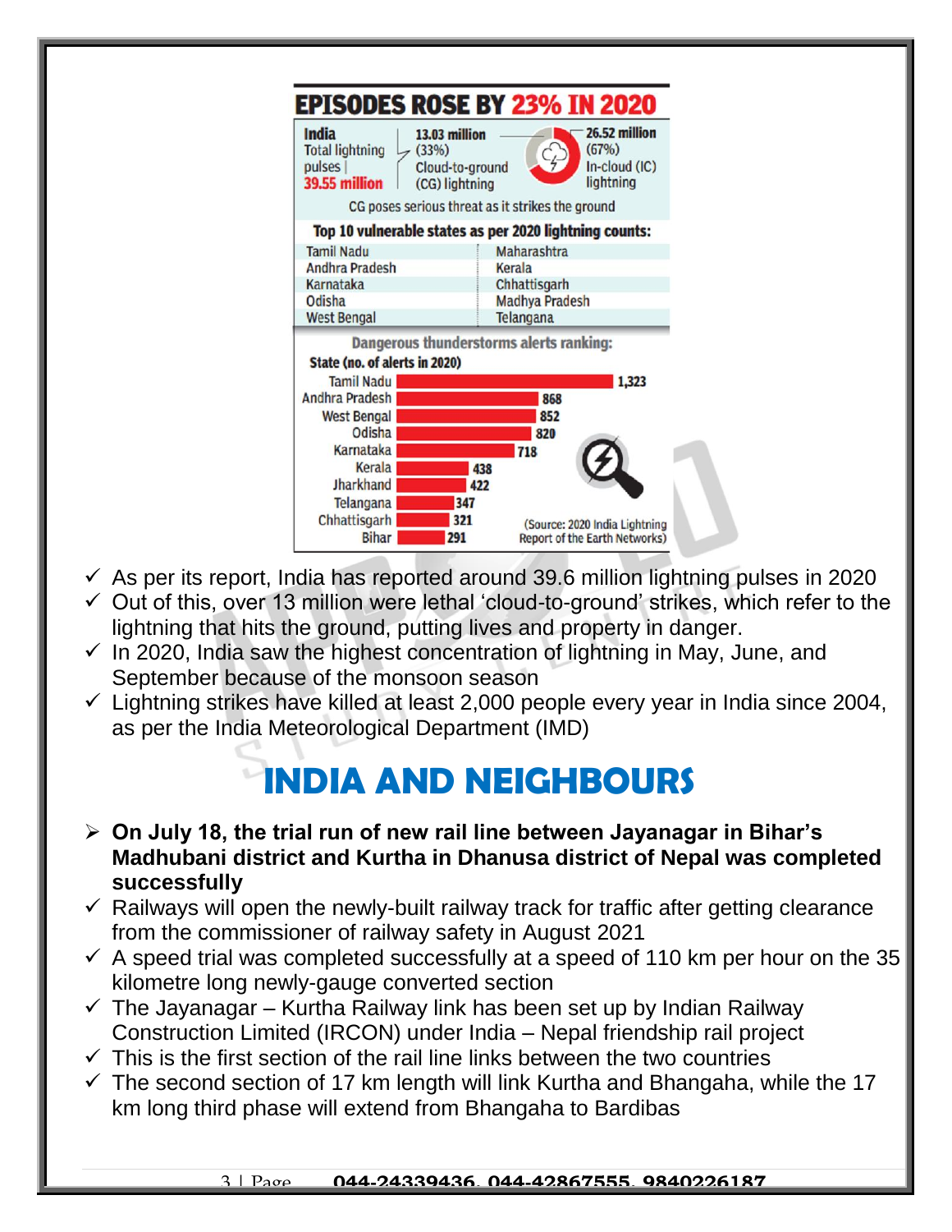## EPISODES ROSE BY 23% IN 2020

**India** Total lightning pulses | **39.55 million**

- **13.03 million** (33%) Cloud-to-ground (CG) lightning
- **26.52 million** (67%) In-cloud (IC) lightning

CG poses serious threat as it strikes the ground

**Top 10 vulnerable states as per 2020 lightning counts:**

| | |
|---|---|
| Tamil Nadu | Maharashtra |
| Andhra Pradesh | Kerala |
| Karnataka | Chhattisgarh |
| Odisha | Madhya Pradesh |
| West Bengal | Telangana |

**Dangerous thunderstorms alerts ranking:**

| State (no. of alerts in 2020) | |
|---|---|
| Tamil Nadu | 1,323 |
| Andhra Pradesh | 868 |
| West Bengal | 852 |
| Odisha | 820 |
| Karnataka | 718 |
| Kerala | 438 |
| Jharkhand | 422 |
| Telangana | 347 |
| Chhattisgarh | 321 |
| Bihar | 291 |

(Source: 2020 India Lightning Report of the Earth Networks)

- ✓ As per its report, India has reported around 39.6 million lightning pulses in 2020
- ✓ Out of this, over 13 million were lethal 'cloud-to-ground' strikes, which refer to the lightning that hits the ground, putting lives and property in danger.
- ✓ In 2020, India saw the highest concentration of lightning in May, June, and September because of the monsoon season
- ✓ Lightning strikes have killed at least 2,000 people every year in India since 2004, as per the India Meteorological Department (IMD)

# INDIA AND NEIGHBOURS

- **On July 18, the trial run of new rail line between Jayanagar in Bihar's Madhubani district and Kurtha in Dhanusa district of Nepal was completed successfully**
- ✓ Railways will open the newly-built railway track for traffic after getting clearance from the commissioner of railway safety in August 2021
- ✓ A speed trial was completed successfully at a speed of 110 km per hour on the 35 kilometre long newly-gauge converted section
- ✓ The Jayanagar – Kurtha Railway link has been set up by Indian Railway Construction Limited (IRCON) under India – Nepal friendship rail project
- ✓ This is the first section of the rail line links between the two countries
- ✓ The second section of 17 km length will link Kurtha and Bhangaha, while the 17 km long third phase will extend from Bhangaha to Bardibas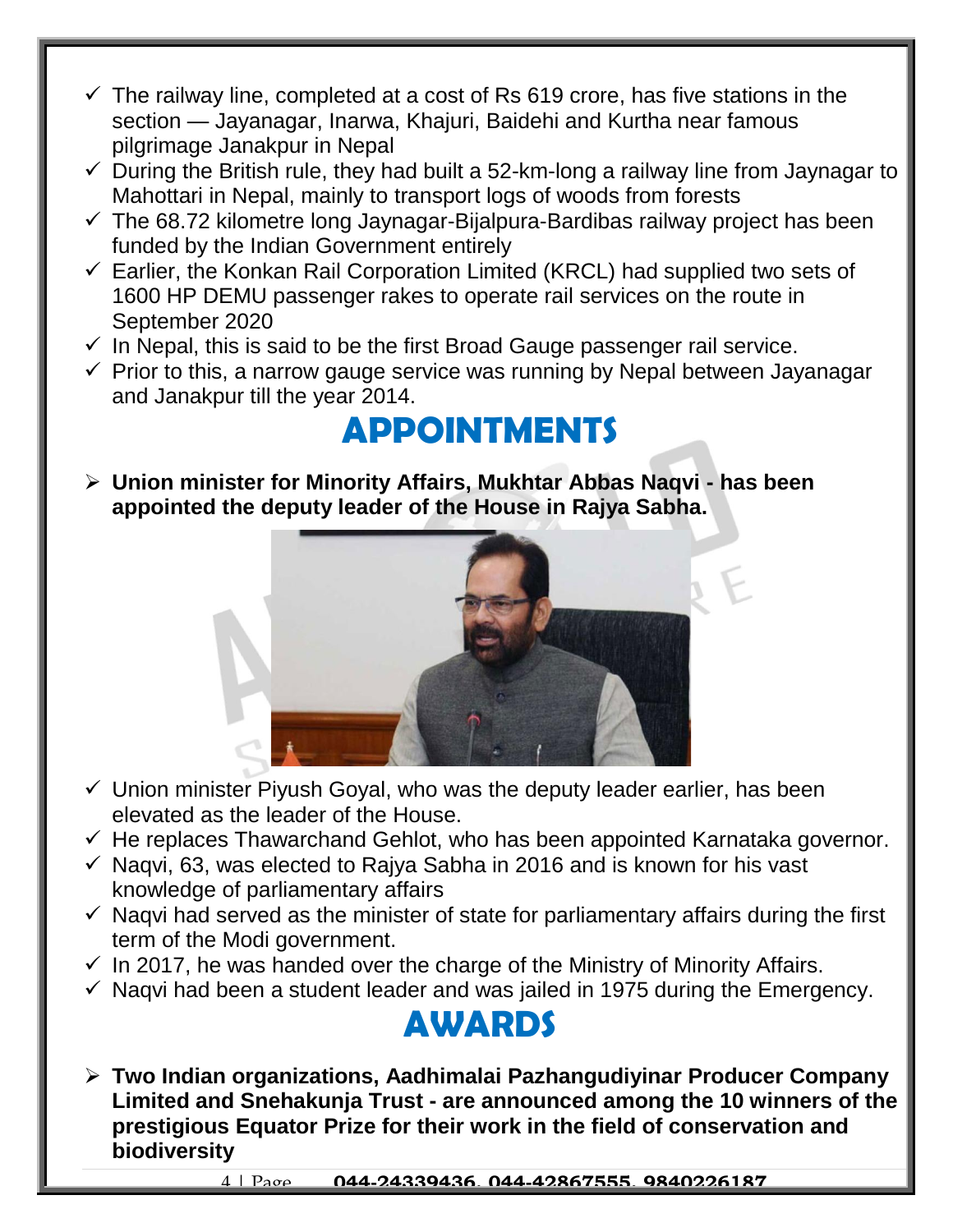- ✓ The railway line, completed at a cost of Rs 619 crore, has five stations in the section — Jayanagar, Inarwa, Khajuri, Baidehi and Kurtha near famous pilgrimage Janakpur in Nepal
- ✓ During the British rule, they had built a 52-km-long a railway line from Jaynagar to Mahottari in Nepal, mainly to transport logs of woods from forests
- ✓ The 68.72 kilometre long Jaynagar-Bijalpura-Bardibas railway project has been funded by the Indian Government entirely
- ✓ Earlier, the Konkan Rail Corporation Limited (KRCL) had supplied two sets of 1600 HP DEMU passenger rakes to operate rail services on the route in September 2020
- ✓ In Nepal, this is said to be the first Broad Gauge passenger rail service.
- ✓ Prior to this, a narrow gauge service was running by Nepal between Jayanagar and Janakpur till the year 2014.

# APPOINTMENTS

- ➢ **Union minister for Minority Affairs, Mukhtar Abbas Naqvi - has been appointed the deputy leader of the House in Rajya Sabha.**

- ✓ Union minister Piyush Goyal, who was the deputy leader earlier, has been elevated as the leader of the House.
- ✓ He replaces Thawarchand Gehlot, who has been appointed Karnataka governor.
- ✓ Naqvi, 63, was elected to Rajya Sabha in 2016 and is known for his vast knowledge of parliamentary affairs
- ✓ Naqvi had served as the minister of state for parliamentary affairs during the first term of the Modi government.
- ✓ In 2017, he was handed over the charge of the Ministry of Minority Affairs.
- ✓ Naqvi had been a student leader and was jailed in 1975 during the Emergency.

# AWARDS

- ➢ **Two Indian organizations, Aadhimalai Pazhangudiyinar Producer Company Limited and Snehakunja Trust - are announced among the 10 winners of the prestigious Equator Prize for their work in the field of conservation and biodiversity**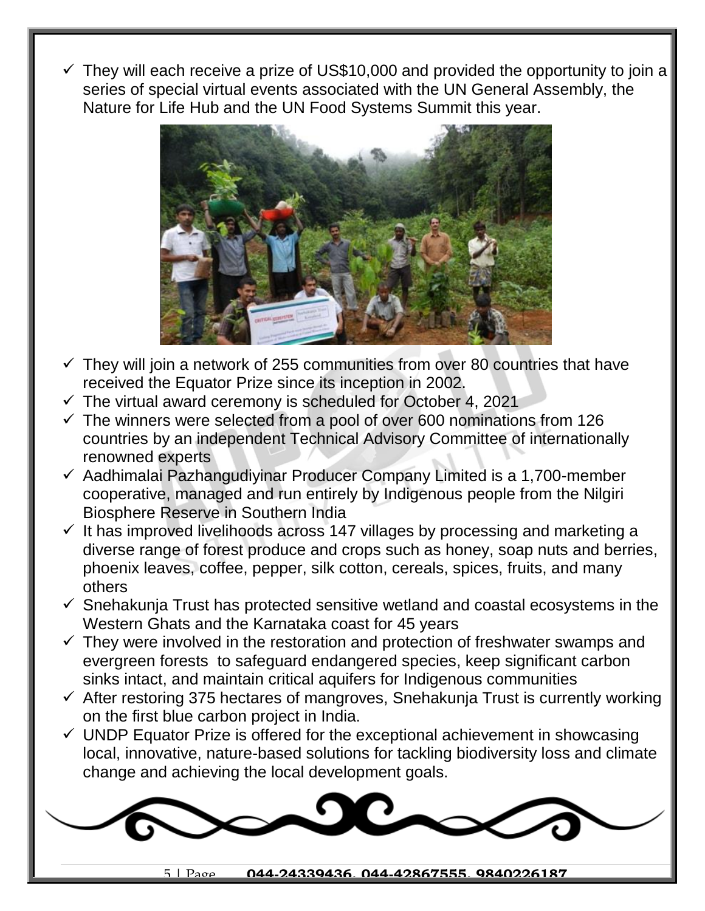- They will each receive a prize of US$10,000 and provided the opportunity to join a series of special virtual events associated with the UN General Assembly, the Nature for Life Hub and the UN Food Systems Summit this year.
- They will join a network of 255 communities from over 80 countries that have received the Equator Prize since its inception in 2002.
- The virtual award ceremony is scheduled for October 4, 2021
- The winners were selected from a pool of over 600 nominations from 126 countries by an independent Technical Advisory Committee of internationally renowned experts
- Aadhimalai Pazhangudiyinar Producer Company Limited is a 1,700-member cooperative, managed and run entirely by Indigenous people from the Nilgiri Biosphere Reserve in Southern India
- It has improved livelihoods across 147 villages by processing and marketing a diverse range of forest produce and crops such as honey, soap nuts and berries, phoenix leaves, coffee, pepper, silk cotton, cereals, spices, fruits, and many others
- Snehakunja Trust has protected sensitive wetland and coastal ecosystems in the Western Ghats and the Karnataka coast for 45 years
- They were involved in the restoration and protection of freshwater swamps and evergreen forests to safeguard endangered species, keep significant carbon sinks intact, and maintain critical aquifers for Indigenous communities
- After restoring 375 hectares of mangroves, Snehakunja Trust is currently working on the first blue carbon project in India.
- UNDP Equator Prize is offered for the exceptional achievement in showcasing local, innovative, nature-based solutions for tackling biodiversity loss and climate change and achieving the local development goals.